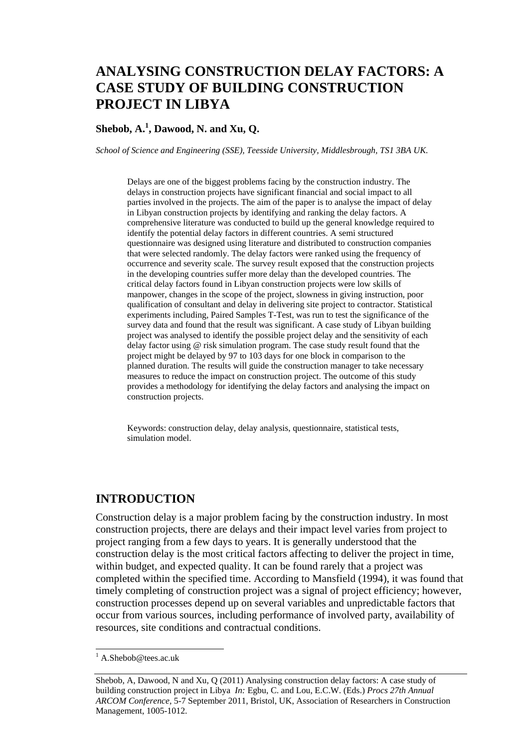# ANALYSING CONSTRUCTION DELAY FACTORS: A CASE STUDY OF BUILDING CONSTRUCTION PROJECT IN LIBYA

**Shebob, A.[1], Dawood, N. and Xu, Q.**

*School of Science and Engineering (SSE), Teesside University, Middlesbrough, TS1 3BA UK.*

Delays are one of the biggest problems facing by the construction industry. The delays in construction projects have significant financial and social impact to all parties involved in the projects. The aim of the paper is to analyse the impact of delay in Libyan construction projects by identifying and ranking the delay factors. A comprehensive literature was conducted to build up the general knowledge required to identify the potential delay factors in different countries. A semi structured questionnaire was designed using literature and distributed to construction companies that were selected randomly. The delay factors were ranked using the frequency of occurrence and severity scale. The survey result exposed that the construction projects in the developing countries suffer more delay than the developed countries. The critical delay factors found in Libyan construction projects were low skills of manpower, changes in the scope of the project, slowness in giving instruction, poor qualification of consultant and delay in delivering site project to contractor. Statistical experiments including, Paired Samples T-Test, was run to test the significance of the survey data and found that the result was significant. A case study of Libyan building project was analysed to identify the possible project delay and the sensitivity of each delay factor using @ risk simulation program. The case study result found that the project might be delayed by 97 to 103 days for one block in comparison to the planned duration. The results will guide the construction manager to take necessary measures to reduce the impact on construction project. The outcome of this study provides a methodology for identifying the delay factors and analysing the impact on construction projects.

Keywords: construction delay, delay analysis, questionnaire, statistical tests, simulation model.

## INTRODUCTION

Construction delay is a major problem facing by the construction industry. In most construction projects, there are delays and their impact level varies from project to project ranging from a few days to years. It is generally understood that the construction delay is the most critical factors affecting to deliver the project in time, within budget, and expected quality. It can be found rarely that a project was completed within the specified time. According to Mansfield (1994), it was found that timely completing of construction project was a signal of project efficiency; however, construction processes depend up on several variables and unpredictable factors that occur from various sources, including performance of involved party, availability of resources, site conditions and contractual conditions.

[1] A.Shebob@tees.ac.uk

Shebob, A, Dawood, N and Xu, Q (2011) Analysing construction delay factors: A case study of building construction project in Libya *In:* Egbu, C. and Lou, E.C.W. (Eds.) *Procs 27th Annual ARCOM Conference,* 5-7 September 2011, Bristol, UK, Association of Researchers in Construction Management, 1005-1012.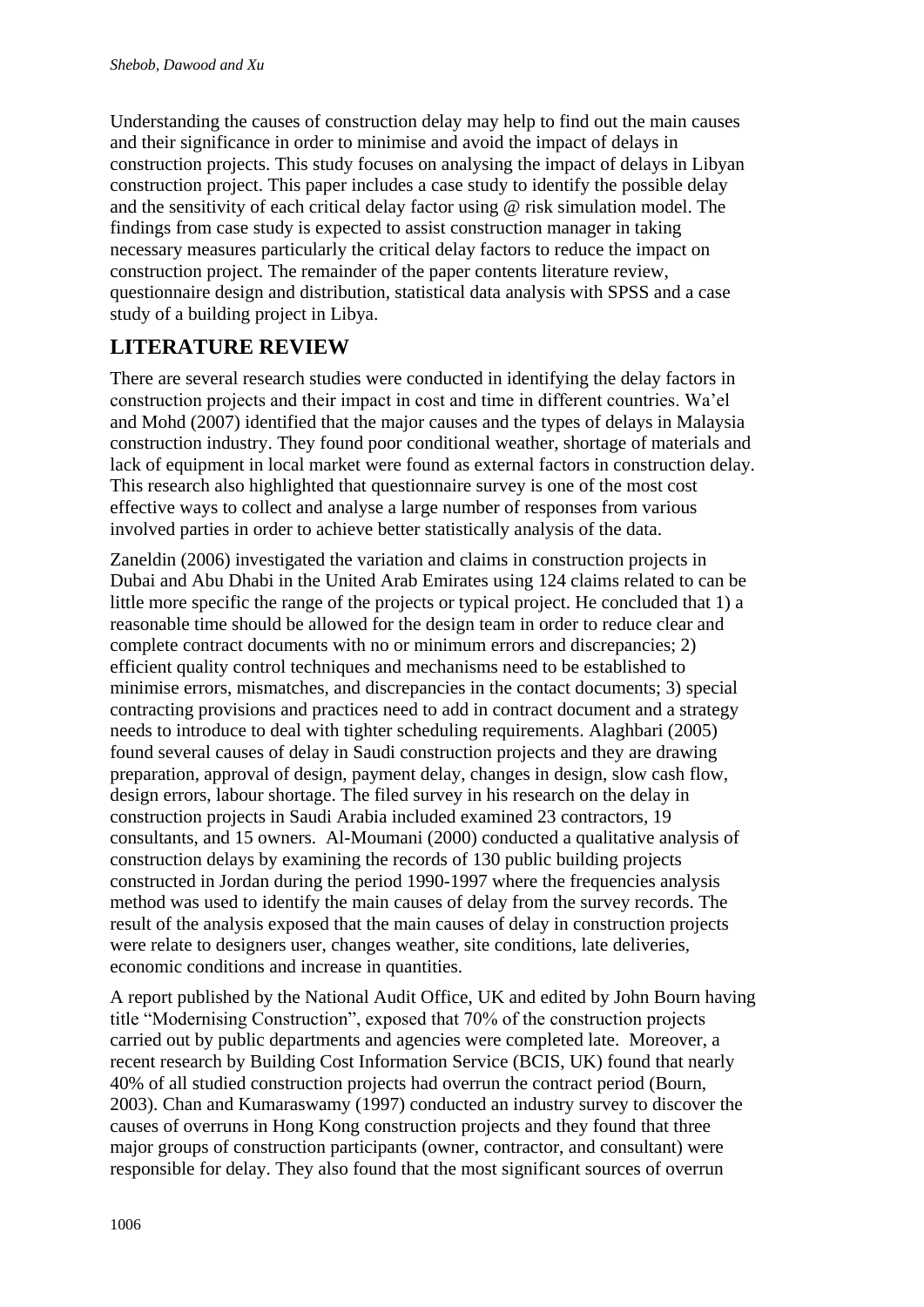Understanding the causes of construction delay may help to find out the main causes and their significance in order to minimise and avoid the impact of delays in construction projects. This study focuses on analysing the impact of delays in Libyan construction project. This paper includes a case study to identify the possible delay and the sensitivity of each critical delay factor using @ risk simulation model. The findings from case study is expected to assist construction manager in taking necessary measures particularly the critical delay factors to reduce the impact on construction project. The remainder of the paper contents literature review, questionnaire design and distribution, statistical data analysis with SPSS and a case study of a building project in Libya.

## LITERATURE REVIEW

There are several research studies were conducted in identifying the delay factors in construction projects and their impact in cost and time in different countries. Wa'el and Mohd (2007) identified that the major causes and the types of delays in Malaysia construction industry. They found poor conditional weather, shortage of materials and lack of equipment in local market were found as external factors in construction delay. This research also highlighted that questionnaire survey is one of the most cost effective ways to collect and analyse a large number of responses from various involved parties in order to achieve better statistically analysis of the data.

Zaneldin (2006) investigated the variation and claims in construction projects in Dubai and Abu Dhabi in the United Arab Emirates using 124 claims related to can be little more specific the range of the projects or typical project. He concluded that 1) a reasonable time should be allowed for the design team in order to reduce clear and complete contract documents with no or minimum errors and discrepancies; 2) efficient quality control techniques and mechanisms need to be established to minimise errors, mismatches, and discrepancies in the contact documents; 3) special contracting provisions and practices need to add in contract document and a strategy needs to introduce to deal with tighter scheduling requirements. Alaghbari (2005) found several causes of delay in Saudi construction projects and they are drawing preparation, approval of design, payment delay, changes in design, slow cash flow, design errors, labour shortage. The filed survey in his research on the delay in construction projects in Saudi Arabia included examined 23 contractors, 19 consultants, and 15 owners. Al-Moumani (2000) conducted a qualitative analysis of construction delays by examining the records of 130 public building projects constructed in Jordan during the period 1990-1997 where the frequencies analysis method was used to identify the main causes of delay from the survey records. The result of the analysis exposed that the main causes of delay in construction projects were relate to designers user, changes weather, site conditions, late deliveries, economic conditions and increase in quantities.

A report published by the National Audit Office, UK and edited by John Bourn having title "Modernising Construction", exposed that 70% of the construction projects carried out by public departments and agencies were completed late. Moreover, a recent research by Building Cost Information Service (BCIS, UK) found that nearly 40% of all studied construction projects had overrun the contract period (Bourn, 2003). Chan and Kumaraswamy (1997) conducted an industry survey to discover the causes of overruns in Hong Kong construction projects and they found that three major groups of construction participants (owner, contractor, and consultant) were responsible for delay. They also found that the most significant sources of overrun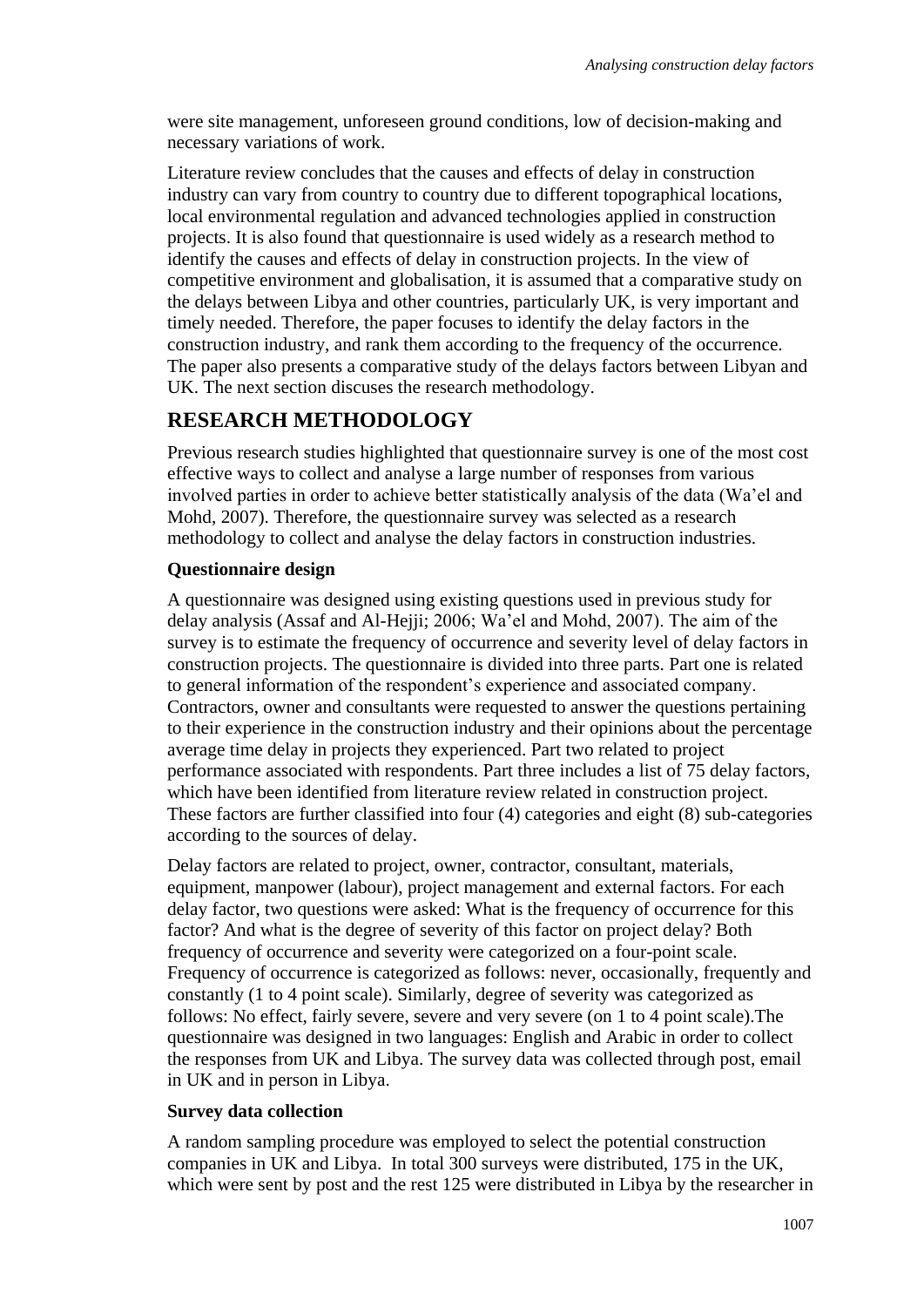were site management, unforeseen ground conditions, low of decision-making and necessary variations of work.

Literature review concludes that the causes and effects of delay in construction industry can vary from country to country due to different topographical locations, local environmental regulation and advanced technologies applied in construction projects. It is also found that questionnaire is used widely as a research method to identify the causes and effects of delay in construction projects. In the view of competitive environment and globalisation, it is assumed that a comparative study on the delays between Libya and other countries, particularly UK, is very important and timely needed. Therefore, the paper focuses to identify the delay factors in the construction industry, and rank them according to the frequency of the occurrence. The paper also presents a comparative study of the delays factors between Libyan and UK. The next section discuses the research methodology.

## RESEARCH METHODOLOGY

Previous research studies highlighted that questionnaire survey is one of the most cost effective ways to collect and analyse a large number of responses from various involved parties in order to achieve better statistically analysis of the data (Wa'el and Mohd, 2007). Therefore, the questionnaire survey was selected as a research methodology to collect and analyse the delay factors in construction industries.

### Questionnaire design

A questionnaire was designed using existing questions used in previous study for delay analysis (Assaf and Al-Hejji; 2006; Wa'el and Mohd, 2007). The aim of the survey is to estimate the frequency of occurrence and severity level of delay factors in construction projects. The questionnaire is divided into three parts. Part one is related to general information of the respondent's experience and associated company. Contractors, owner and consultants were requested to answer the questions pertaining to their experience in the construction industry and their opinions about the percentage average time delay in projects they experienced. Part two related to project performance associated with respondents. Part three includes a list of 75 delay factors, which have been identified from literature review related in construction project. These factors are further classified into four (4) categories and eight (8) sub-categories according to the sources of delay.

Delay factors are related to project, owner, contractor, consultant, materials, equipment, manpower (labour), project management and external factors. For each delay factor, two questions were asked: What is the frequency of occurrence for this factor? And what is the degree of severity of this factor on project delay? Both frequency of occurrence and severity were categorized on a four-point scale. Frequency of occurrence is categorized as follows: never, occasionally, frequently and constantly (1 to 4 point scale). Similarly, degree of severity was categorized as follows: No effect, fairly severe, severe and very severe (on 1 to 4 point scale).The questionnaire was designed in two languages: English and Arabic in order to collect the responses from UK and Libya. The survey data was collected through post, email in UK and in person in Libya.

### Survey data collection

A random sampling procedure was employed to select the potential construction companies in UK and Libya. In total 300 surveys were distributed, 175 in the UK, which were sent by post and the rest 125 were distributed in Libya by the researcher in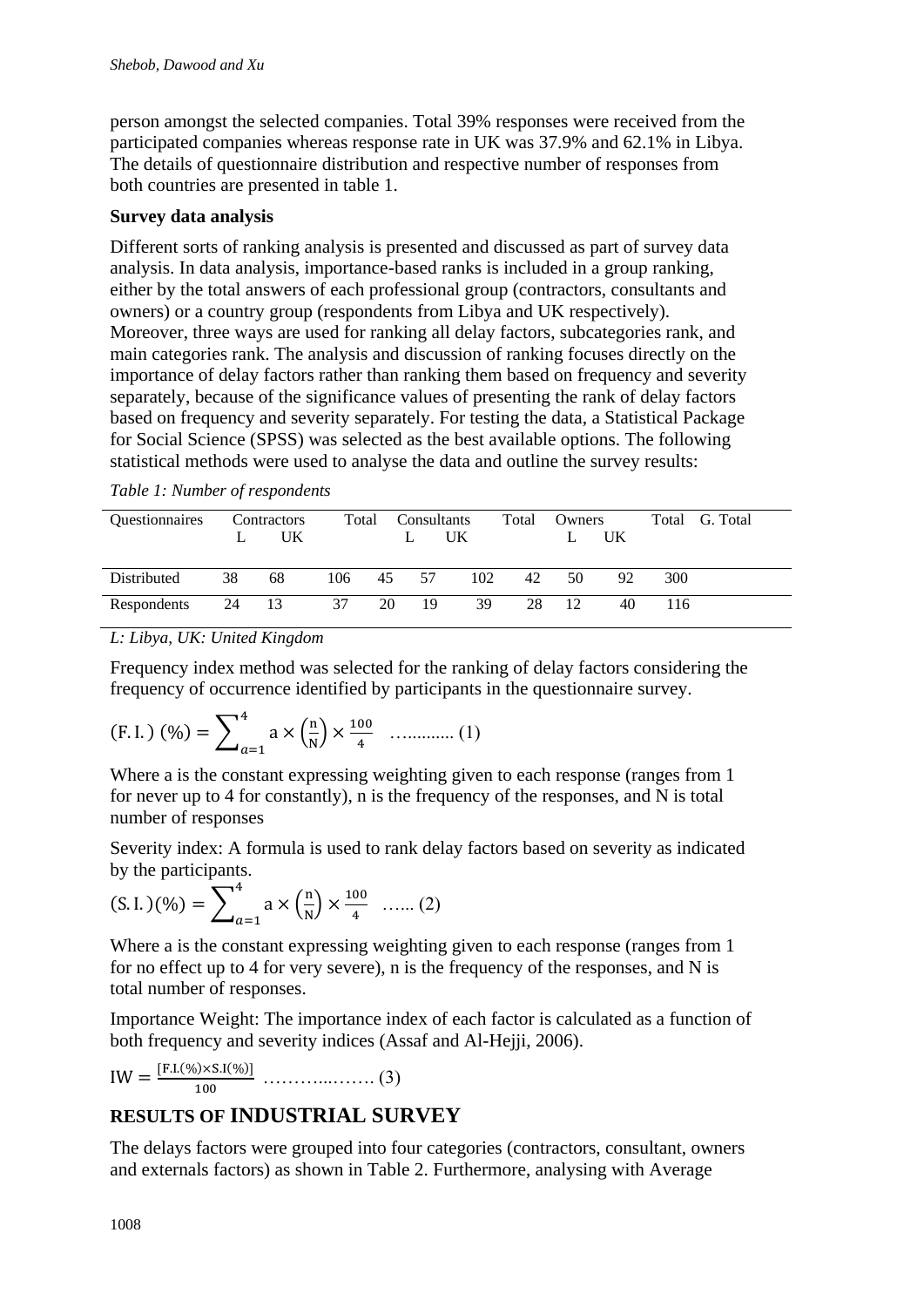person amongst the selected companies. Total 39% responses were received from the participated companies whereas response rate in UK was 37.9% and 62.1% in Libya. The details of questionnaire distribution and respective number of responses from both countries are presented in table 1.

**Survey data analysis**

Different sorts of ranking analysis is presented and discussed as part of survey data analysis. In data analysis, importance-based ranks is included in a group ranking, either by the total answers of each professional group (contractors, consultants and owners) or a country group (respondents from Libya and UK respectively). Moreover, three ways are used for ranking all delay factors, subcategories rank, and main categories rank. The analysis and discussion of ranking focuses directly on the importance of delay factors rather than ranking them based on frequency and severity separately, because of the significance values of presenting the rank of delay factors based on frequency and severity separately. For testing the data, a Statistical Package for Social Science (SPSS) was selected as the best available options. The following statistical methods were used to analyse the data and outline the survey results:

*Table 1: Number of respondents*

| Questionnaires | Contractors | | Total | Consultants | | Total | Owners | | Total | G. Total |
|---|---|---|---|---|---|---|---|---|---|---|
| | L | UK | | L | UK | | L | UK | | |
| Distributed | 38 | 68 | 106 | 45 | 57 | 102 | 42 | 50 | 92 | 300 |
| Respondents | 24 | 13 | 37 | 20 | 19 | 39 | 28 | 12 | 40 | 116 |

*L: Libya, UK: United Kingdom*

Frequency index method was selected for the ranking of delay factors considering the frequency of occurrence identified by participants in the questionnaire survey.

$$(\text{F.I.})\ (\%) = \sum_{a=1}^{4} \text{a} \times \left(\frac{\text{n}}{\text{N}}\right) \times \frac{100}{4} \quad \text{............ (1)}$$

Where a is the constant expressing weighting given to each response (ranges from 1 for never up to 4 for constantly), n is the frequency of the responses, and N is total number of responses

Severity index: A formula is used to rank delay factors based on severity as indicated by the participants.

$$(\text{S.I.})(\%) = \sum_{a=1}^{4} \text{a} \times \left(\frac{\text{n}}{\text{N}}\right) \times \frac{100}{4} \quad \text{...... (2)}$$

Where a is the constant expressing weighting given to each response (ranges from 1 for no effect up to 4 for very severe), n is the frequency of the responses, and N is total number of responses.

Importance Weight: The importance index of each factor is calculated as a function of both frequency and severity indices (Assaf and Al-Hejji, 2006).

$$\text{IW} = \frac{[\text{F.I.}(\%) \times \text{S.I}(\%)]}{100} \quad \text{.................. (3)}$$

## RESULTS OF INDUSTRIAL SURVEY

The delays factors were grouped into four categories (contractors, consultant, owners and externals factors) as shown in Table 2. Furthermore, analysing with Average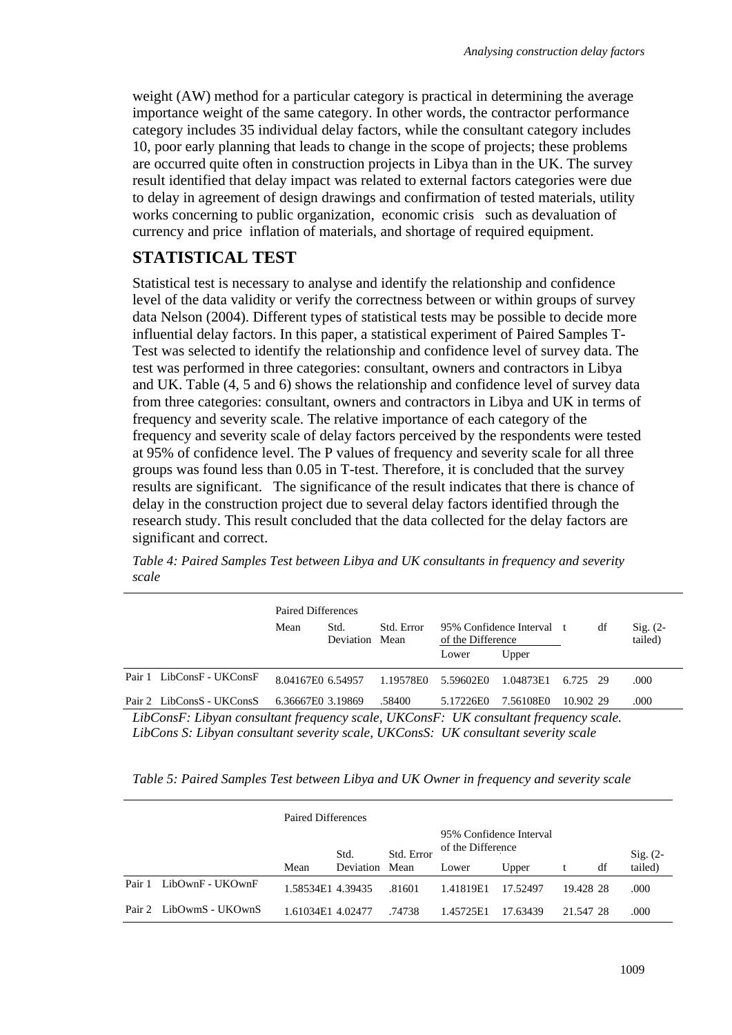weight (AW) method for a particular category is practical in determining the average importance weight of the same category. In other words, the contractor performance category includes 35 individual delay factors, while the consultant category includes 10, poor early planning that leads to change in the scope of projects; these problems are occurred quite often in construction projects in Libya than in the UK. The survey result identified that delay impact was related to external factors categories were due to delay in agreement of design drawings and confirmation of tested materials, utility works concerning to public organization, economic crisis such as devaluation of currency and price inflation of materials, and shortage of required equipment.

## STATISTICAL TEST

Statistical test is necessary to analyse and identify the relationship and confidence level of the data validity or verify the correctness between or within groups of survey data Nelson (2004). Different types of statistical tests may be possible to decide more influential delay factors. In this paper, a statistical experiment of Paired Samples T-Test was selected to identify the relationship and confidence level of survey data. The test was performed in three categories: consultant, owners and contractors in Libya and UK. Table (4, 5 and 6) shows the relationship and confidence level of survey data from three categories: consultant, owners and contractors in Libya and UK in terms of frequency and severity scale. The relative importance of each category of the frequency and severity scale of delay factors perceived by the respondents were tested at 95% of confidence level. The P values of frequency and severity scale for all three groups was found less than 0.05 in T-test. Therefore, it is concluded that the survey results are significant. The significance of the result indicates that there is chance of delay in the construction project due to several delay factors identified through the research study. This result concluded that the data collected for the delay factors are significant and correct.

*Table 4: Paired Samples Test between Libya and UK consultants in frequency and severity scale*

| | | Paired Differences | | | | | t | df | Sig. (2-tailed) |
|---|---|---|---|---|---|---|---|---|---|
| | | Mean | Std. Deviation | Std. Error Mean | 95% Confidence Interval of the Difference | | | | |
| | | | | | Lower | Upper | | | |
| Pair 1 | LibConsF - UKConsF | 8.04167E0 | 6.54957 | 1.19578E0 | 5.59602E0 | 1.04873E1 | 6.725 | 29 | .000 |
| Pair 2 | LibConsS - UKConsS | 6.36667E0 | 3.19869 | .58400 | 5.17226E0 | 7.56108E0 | 10.902 | 29 | .000 |

*LibConsF: Libyan consultant frequency scale, UKConsF: UK consultant frequency scale. LibCons S: Libyan consultant severity scale, UKConsS: UK consultant severity scale*

*Table 5: Paired Samples Test between Libya and UK Owner in frequency and severity scale*

| | | Paired Differences | | | | | t | df | Sig. (2-tailed) |
|---|---|---|---|---|---|---|---|---|---|
| | | Mean | Std. Deviation | Std. Error Mean | 95% Confidence Interval of the Difference | | | | |
| | | | | | Lower | Upper | | | |
| Pair 1 | LibOwnF - UKOwnF | 1.58534E1 | 4.39435 | .81601 | 1.41819E1 | 17.52497 | 19.428 | 28 | .000 |
| Pair 2 | LibOwmS - UKOwnS | 1.61034E1 | 4.02477 | .74738 | 1.45725E1 | 17.63439 | 21.547 | 28 | .000 |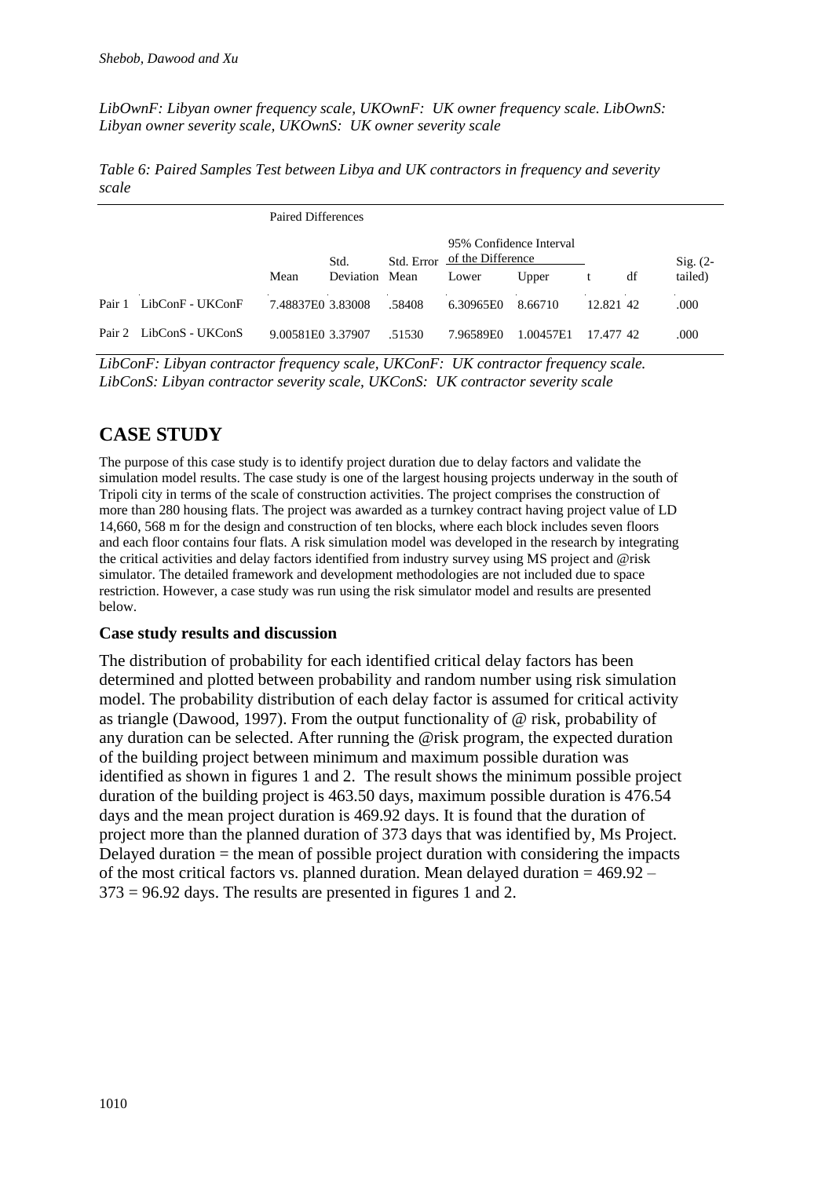*LibOwnF: Libyan owner frequency scale, UKOwnF: UK owner frequency scale. LibOwnS: Libyan owner severity scale, UKOwnS: UK owner severity scale*

*Table 6: Paired Samples Test between Libya and UK contractors in frequency and severity scale*

| | | Paired Differences | | | | | | | |
|---|---|---|---|---|---|---|---|---|---|
| | | | | | 95% Confidence Interval of the Difference | | | | |
| | | Mean | Std. Deviation | Std. Error Mean | Lower | Upper | t | df | Sig. (2-tailed) |
| Pair 1 | LibConF - UKConF | 7.48837E0 | 3.83008 | .58408 | 6.30965E0 | 8.66710 | 12.821 | 42 | .000 |
| Pair 2 | LibConS - UKConS | 9.00581E0 | 3.37907 | .51530 | 7.96589E0 | 1.00457E1 | 17.477 | 42 | .000 |

*LibConF: Libyan contractor frequency scale, UKConF: UK contractor frequency scale. LibConS: Libyan contractor severity scale, UKConS: UK contractor severity scale*

# CASE STUDY

The purpose of this case study is to identify project duration due to delay factors and validate the simulation model results. The case study is one of the largest housing projects underway in the south of Tripoli city in terms of the scale of construction activities. The project comprises the construction of more than 280 housing flats. The project was awarded as a turnkey contract having project value of LD 14,660, 568 m for the design and construction of ten blocks, where each block includes seven floors and each floor contains four flats. A risk simulation model was developed in the research by integrating the critical activities and delay factors identified from industry survey using MS project and @risk simulator. The detailed framework and development methodologies are not included due to space restriction. However, a case study was run using the risk simulator model and results are presented below.

## Case study results and discussion

The distribution of probability for each identified critical delay factors has been determined and plotted between probability and random number using risk simulation model. The probability distribution of each delay factor is assumed for critical activity as triangle (Dawood, 1997). From the output functionality of @ risk, probability of any duration can be selected. After running the @risk program, the expected duration of the building project between minimum and maximum possible duration was identified as shown in figures 1 and 2. The result shows the minimum possible project duration of the building project is 463.50 days, maximum possible duration is 476.54 days and the mean project duration is 469.92 days. It is found that the duration of project more than the planned duration of 373 days that was identified by, Ms Project. Delayed duration = the mean of possible project duration with considering the impacts of the most critical factors vs. planned duration. Mean delayed duration = 469.92 – 373 = 96.92 days. The results are presented in figures 1 and 2.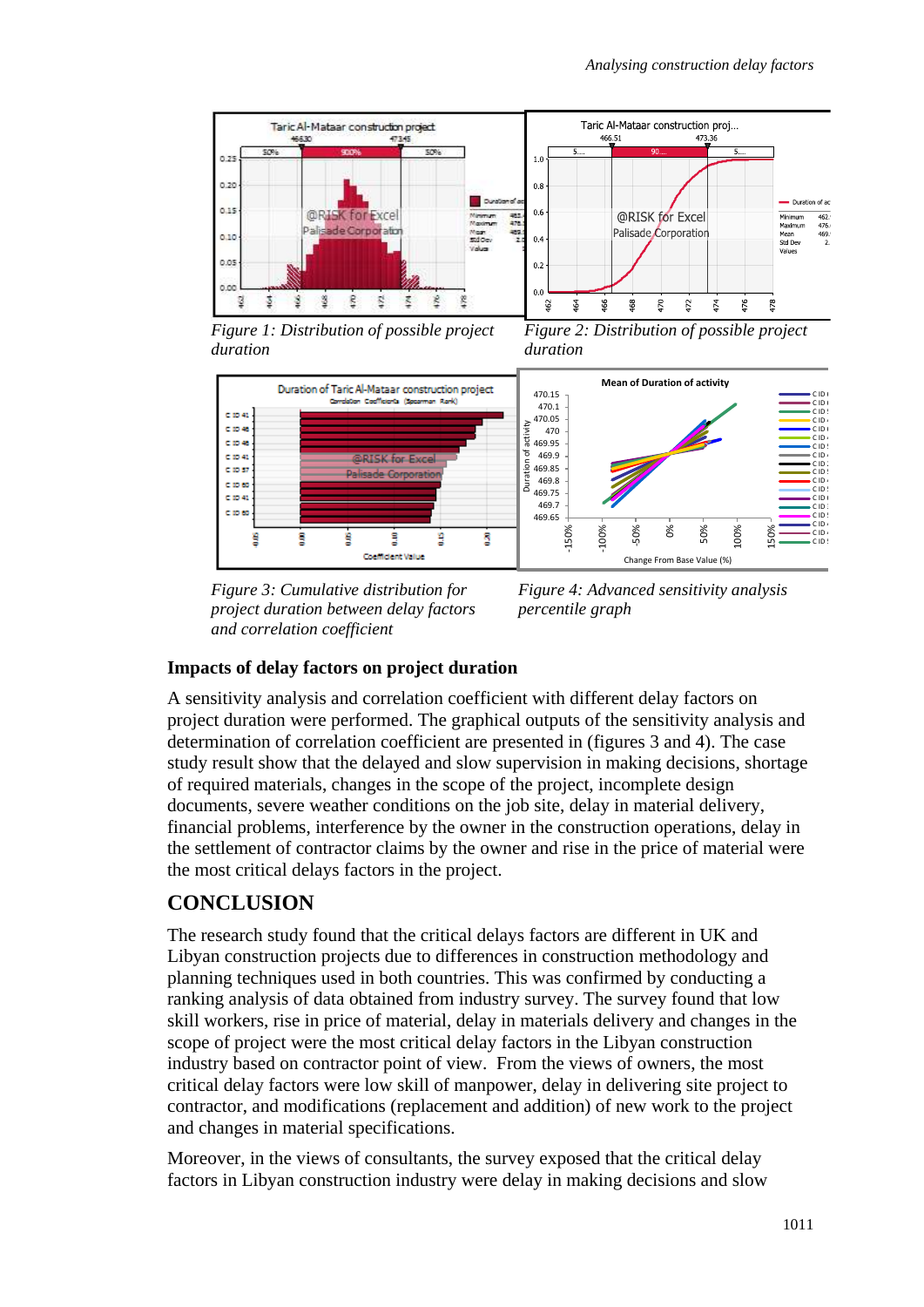Figure 1: Distribution of possible project duration

Figure 2: Distribution of possible project duration

Figure 3: Cumulative distribution for project duration between delay factors and correlation coefficient

Figure 4: Advanced sensitivity analysis percentile graph

**Impacts of delay factors on project duration**

A sensitivity analysis and correlation coefficient with different delay factors on project duration were performed. The graphical outputs of the sensitivity analysis and determination of correlation coefficient are presented in (figures 3 and 4). The case study result show that the delayed and slow supervision in making decisions, shortage of required materials, changes in the scope of the project, incomplete design documents, severe weather conditions on the job site, delay in material delivery, financial problems, interference by the owner in the construction operations, delay in the settlement of contractor claims by the owner and rise in the price of material were the most critical delays factors in the project.

## CONCLUSION

The research study found that the critical delays factors are different in UK and Libyan construction projects due to differences in construction methodology and planning techniques used in both countries. This was confirmed by conducting a ranking analysis of data obtained from industry survey. The survey found that low skill workers, rise in price of material, delay in materials delivery and changes in the scope of project were the most critical delay factors in the Libyan construction industry based on contractor point of view. From the views of owners, the most critical delay factors were low skill of manpower, delay in delivering site project to contractor, and modifications (replacement and addition) of new work to the project and changes in material specifications.

Moreover, in the views of consultants, the survey exposed that the critical delay factors in Libyan construction industry were delay in making decisions and slow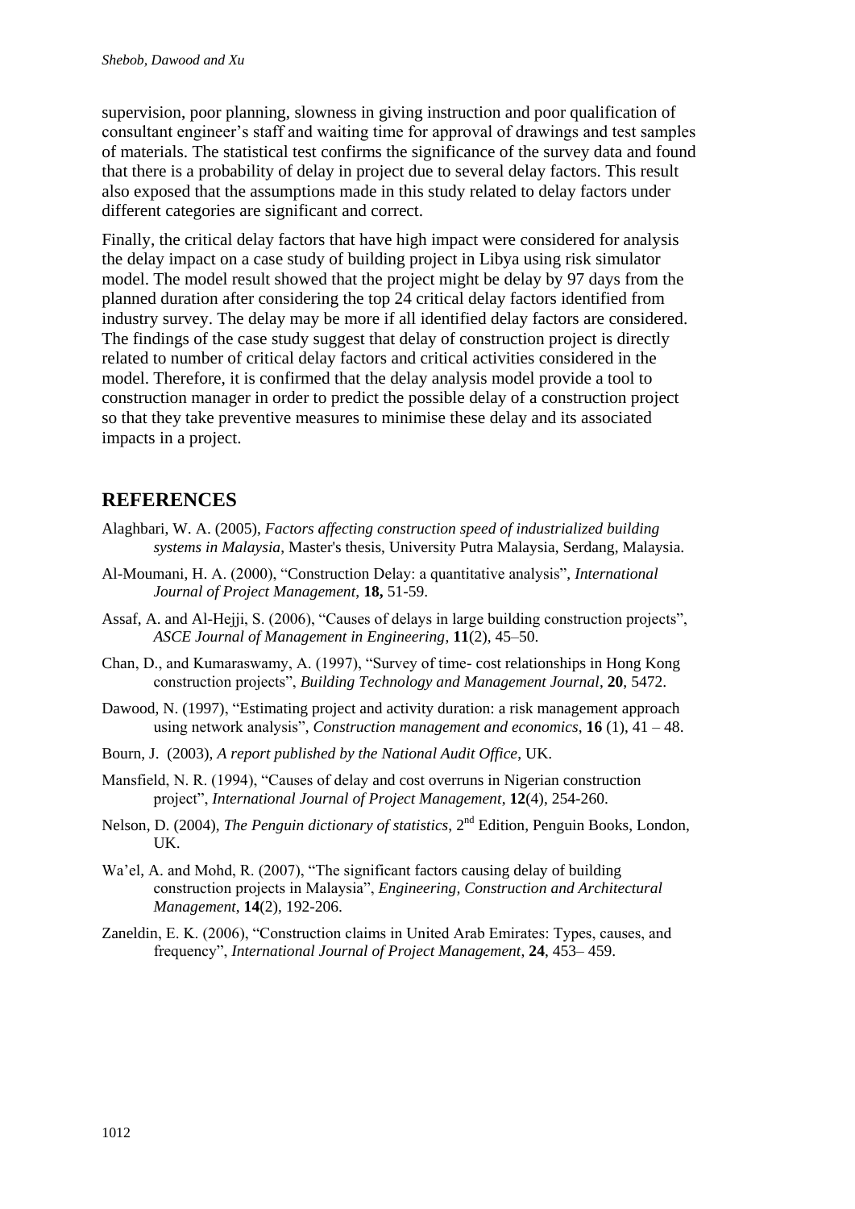supervision, poor planning, slowness in giving instruction and poor qualification of consultant engineer's staff and waiting time for approval of drawings and test samples of materials. The statistical test confirms the significance of the survey data and found that there is a probability of delay in project due to several delay factors. This result also exposed that the assumptions made in this study related to delay factors under different categories are significant and correct.

Finally, the critical delay factors that have high impact were considered for analysis the delay impact on a case study of building project in Libya using risk simulator model. The model result showed that the project might be delay by 97 days from the planned duration after considering the top 24 critical delay factors identified from industry survey. The delay may be more if all identified delay factors are considered. The findings of the case study suggest that delay of construction project is directly related to number of critical delay factors and critical activities considered in the model. Therefore, it is confirmed that the delay analysis model provide a tool to construction manager in order to predict the possible delay of a construction project so that they take preventive measures to minimise these delay and its associated impacts in a project.

## REFERENCES

Alaghbari, W. A. (2005), *Factors affecting construction speed of industrialized building systems in Malaysia*, Master's thesis, University Putra Malaysia, Serdang, Malaysia.

Al-Moumani, H. A. (2000), "Construction Delay: a quantitative analysis", *International Journal of Project Management*, **18,** 51-59.

Assaf, A. and Al-Hejji, S. (2006), "Causes of delays in large building construction projects", *ASCE Journal of Management in Engineering*, **11**(2), 45–50.

Chan, D., and Kumaraswamy, A. (1997), "Survey of time- cost relationships in Hong Kong construction projects", *Building Technology and Management Journal*, **20**, 5472.

Dawood, N. (1997), "Estimating project and activity duration: a risk management approach using network analysis", *Construction management and economics*, **16** (1), 41 – 48.

Bourn, J. (2003), *A report published by the National Audit Office*, UK.

Mansfield, N. R. (1994), "Causes of delay and cost overruns in Nigerian construction project", *International Journal of Project Management*, **12**(4), 254-260.

Nelson, D. (2004), *The Penguin dictionary of statistics*, 2nd Edition, Penguin Books, London, UK.

Wa'el, A. and Mohd, R. (2007), "The significant factors causing delay of building construction projects in Malaysia", *Engineering, Construction and Architectural Management*, **14**(2), 192-206.

Zaneldin, E. K. (2006), "Construction claims in United Arab Emirates: Types, causes, and frequency", *International Journal of Project Management*, **24**, 453– 459.